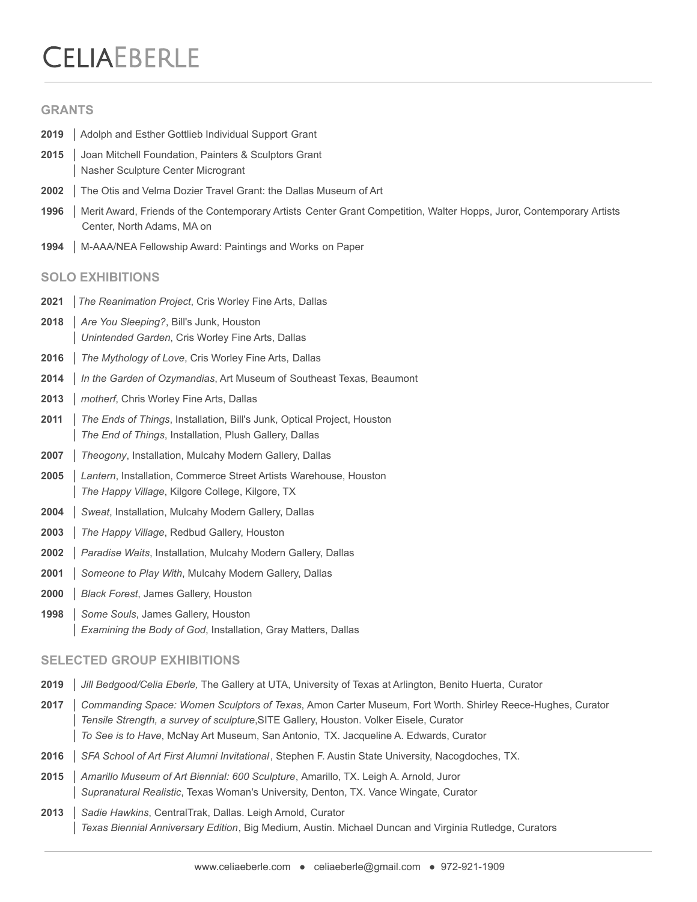# CELIA EBERLE

## GRANTS

**2019** | Adolph and Esther Gottlieb Individual Support Grant

**2015** | Joan Mitchell Foundation, Painters & Sculptors Grant
| Nasher Sculpture Center Microgrant

**2002** | The Otis and Velma Dozier Travel Grant: the Dallas Museum of Art

**1996** | Merit Award, Friends of the Contemporary Artists Center Grant Competition, Walter Hopps, Juror, Contemporary Artists Center, North Adams, MA on

**1994** | M-AAA/NEA Fellowship Award: Paintings and Works on Paper

## SOLO EXHIBITIONS

**2021** | *The Reanimation Project*, Cris Worley Fine Arts, Dallas

**2018** | *Are You Sleeping?*, Bill's Junk, Houston
| *Unintended Garden*, Cris Worley Fine Arts, Dallas

**2016** | *The Mythology of Love*, Cris Worley Fine Arts, Dallas

**2014** | *In the Garden of Ozymandias*, Art Museum of Southeast Texas, Beaumont

**2013** | *motherf*, Chris Worley Fine Arts, Dallas

**2011** | *The Ends of Things*, Installation, Bill's Junk, Optical Project, Houston
| *The End of Things*, Installation, Plush Gallery, Dallas

**2007** | *Theogony*, Installation, Mulcahy Modern Gallery, Dallas

**2005** | *Lantern*, Installation, Commerce Street Artists Warehouse, Houston
| *The Happy Village*, Kilgore College, Kilgore, TX

**2004** | *Sweat*, Installation, Mulcahy Modern Gallery, Dallas

**2003** | *The Happy Village*, Redbud Gallery, Houston

**2002** | *Paradise Waits*, Installation, Mulcahy Modern Gallery, Dallas

**2001** | *Someone to Play With*, Mulcahy Modern Gallery, Dallas

**2000** | *Black Forest*, James Gallery, Houston

**1998** | *Some Souls*, James Gallery, Houston
| *Examining the Body of God*, Installation, Gray Matters, Dallas

## SELECTED GROUP EXHIBITIONS

**2019** | *Jill Bedgood/Celia Eberle,* The Gallery at UTA, University of Texas at Arlington, Benito Huerta, Curator

**2017** | *Commanding Space: Women Sculptors of Texas*, Amon Carter Museum, Fort Worth. Shirley Reece-Hughes, Curator
| *Tensile Strength, a survey of sculpture*,SITE Gallery, Houston. Volker Eisele, Curator
| *To See is to Have*, McNay Art Museum, San Antonio, TX. Jacqueline A. Edwards, Curator

**2016** | *SFA School of Art First Alumni Invitational*, Stephen F. Austin State University, Nacogdoches, TX.

**2015** | *Amarillo Museum of Art Biennial: 600 Sculpture*, Amarillo, TX. Leigh A. Arnold, Juror
| *Supranatural Realistic*, Texas Woman's University, Denton, TX. Vance Wingate, Curator

**2013** | *Sadie Hawkins*, CentralTrak, Dallas. Leigh Arnold, Curator
| *Texas Biennial Anniversary Edition*, Big Medium, Austin. Michael Duncan and Virginia Rutledge, Curators

www.celiaeberle.com • celiaeberle@gmail.com • 972-921-1909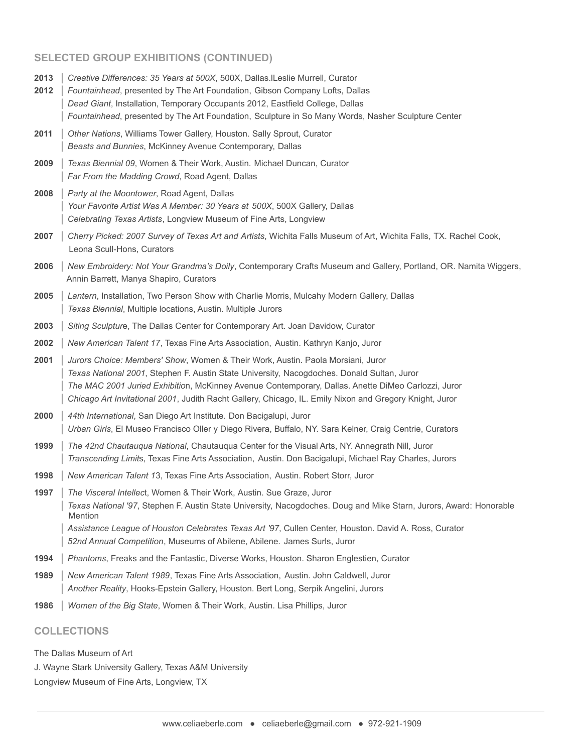## SELECTED GROUP EXHIBITIONS (CONTINUED)

**2013** | *Creative Differences: 35 Years at 500X*, 500X, Dallas.lLeslie Murrell, Curator

**2012** | *Fountainhead*, presented by The Art Foundation, Gibson Company Lofts, Dallas
| *Dead Giant*, Installation, Temporary Occupants 2012, Eastfield College, Dallas
| *Fountainhead*, presented by The Art Foundation, Sculpture in So Many Words, Nasher Sculpture Center

**2011** | *Other Nations*, Williams Tower Gallery, Houston. Sally Sprout, Curator
| *Beasts and Bunnies*, McKinney Avenue Contemporary, Dallas

**2009** | *Texas Biennial 09*, Women & Their Work, Austin. Michael Duncan, Curator
| *Far From the Madding Crowd*, Road Agent, Dallas

**2008** | *Party at the Moontower*, Road Agent, Dallas
| *Your Favorite Artist Was A Member: 30 Years at 500X*, 500X Gallery, Dallas
| *Celebrating Texas Artists*, Longview Museum of Fine Arts, Longview

**2007** | *Cherry Picked: 2007 Survey of Texas Art and Artists*, Wichita Falls Museum of Art, Wichita Falls, TX. Rachel Cook, Leona Scull-Hons, Curators

**2006** | *New Embroidery: Not Your Grandma's Doily*, Contemporary Crafts Museum and Gallery, Portland, OR. Namita Wiggers, Annin Barrett, Manya Shapiro, Curators

**2005** | *Lantern*, Installation, Two Person Show with Charlie Morris, Mulcahy Modern Gallery, Dallas
| *Texas Biennial*, Multiple locations, Austin. Multiple Jurors

**2003** | *Siting Sculptur*e, The Dallas Center for Contemporary Art. Joan Davidow, Curator

**2002** | *New American Talent 17*, Texas Fine Arts Association, Austin. Kathryn Kanjo, Juror

**2001** | *Jurors Choice: Members' Show*, Women & Their Work, Austin. Paola Morsiani, Juror
| *Texas National 2001*, Stephen F. Austin State University, Nacogdoches. Donald Sultan, Juror
| *The MAC 2001 Juried Exhibitio*n, McKinney Avenue Contemporary, Dallas. Anette DiMeo Carlozzi, Juror
| *Chicago Art Invitational 2001*, Judith Racht Gallery, Chicago, IL. Emily Nixon and Gregory Knight, Juror

**2000** | *44th International*, San Diego Art Institute. Don Bacigalupi, Juror
| *Urban Girls*, El Museo Francisco Oller y Diego Rivera, Buffalo, NY. Sara Kelner, Craig Centrie, Curators

**1999** | *The 42nd Chautauqua National*, Chautauqua Center for the Visual Arts, NY. Annegrath Nill, Juror
| *Transcending Limit*s, Texas Fine Arts Association, Austin. Don Bacigalupi, Michael Ray Charles, Jurors

**1998** | *New American Talent 1*3, Texas Fine Arts Association, Austin. Robert Storr, Juror

**1997** | *The Visceral Intellec*t, Women & Their Work, Austin. Sue Graze, Juror
| *Texas National '97*, Stephen F. Austin State University, Nacogdoches. Doug and Mike Starn, Jurors, Award: Honorable Mention
| *Assistance League of Houston Celebrates Texas Art '97*, Cullen Center, Houston. David A. Ross, Curator
| *52nd Annual Competition*, Museums of Abilene, Abilene. James Surls, Juror

**1994** | *Phantoms*, Freaks and the Fantastic, Diverse Works, Houston. Sharon Englestien, Curator

**1989** | *New American Talent 1989*, Texas Fine Arts Association, Austin. John Caldwell, Juror
| *Another Reality*, Hooks-Epstein Gallery, Houston. Bert Long, Serpik Angelini, Jurors

**1986** | *Women of the Big State*, Women & Their Work, Austin. Lisa Phillips, Juror

## COLLECTIONS

The Dallas Museum of Art

J. Wayne Stark University Gallery, Texas A&M University

Longview Museum of Fine Arts, Longview, TX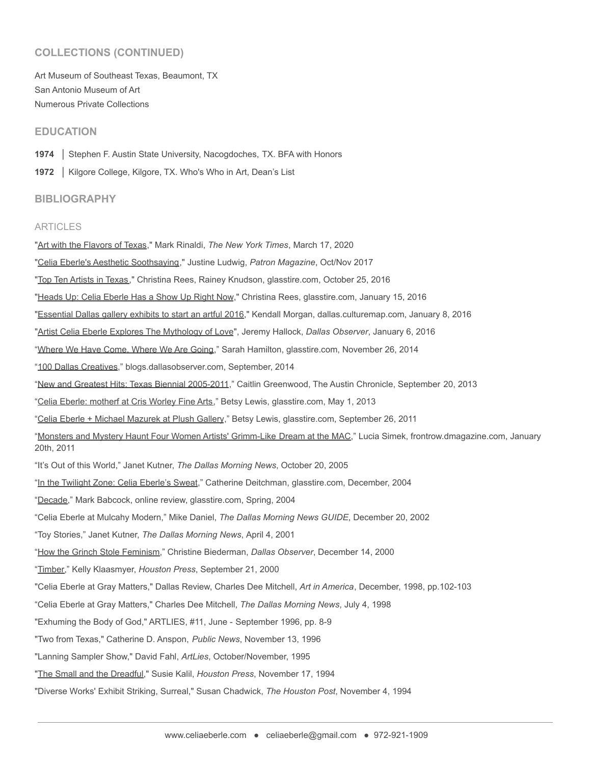## COLLECTIONS (CONTINUED)

Art Museum of Southeast Texas, Beaumont, TX

San Antonio Museum of Art

Numerous Private Collections

## EDUCATION

**1974** │ Stephen F. Austin State University, Nacogdoches, TX. BFA with Honors

**1972** │ Kilgore College, Kilgore, TX. Who's Who in Art, Dean's List

## BIBLIOGRAPHY

### ARTICLES

"Art with the Flavors of Texas," Mark Rinaldi, *The New York Times*, March 17, 2020

"Celia Eberle's Aesthetic Soothsaying," Justine Ludwig, *Patron Magazine*, Oct/Nov 2017

"Top Ten Artists in Texas," Christina Rees, Rainey Knudson, glasstire.com, October 25, 2016

"Heads Up: Celia Eberle Has a Show Up Right Now," Christina Rees, glasstire.com, January 15, 2016

"Essential Dallas gallery exhibits to start an artful 2016," Kendall Morgan, dallas.culturemap.com, January 8, 2016

"Artist Celia Eberle Explores The Mythology of Love", Jeremy Hallock, *Dallas Observer*, January 6, 2016

"Where We Have Come, Where We Are Going," Sarah Hamilton, glasstire.com, November 26, 2014

"100 Dallas Creatives," blogs.dallasobserver.com, September, 2014

"New and Greatest Hits: Texas Biennial 2005-2011," Caitlin Greenwood, The Austin Chronicle, September 20, 2013

"Celia Eberle: motherf at Cris Worley Fine Arts," Betsy Lewis, glasstire.com, May 1, 2013

"Celia Eberle + Michael Mazurek at Plush Gallery," Betsy Lewis, glasstire.com, September 26, 2011

"Monsters and Mystery Haunt Four Women Artists' Grimm-Like Dream at the MAC," Lucia Simek, frontrow.dmagazine.com, January 20th, 2011

"It's Out of this World," Janet Kutner, *The Dallas Morning News*, October 20, 2005

"In the Twilight Zone: Celia Eberle's Sweat," Catherine Deitchman, glasstire.com, December, 2004

"Decade," Mark Babcock, online review, glasstire.com, Spring, 2004

"Celia Eberle at Mulcahy Modern," Mike Daniel, *The Dallas Morning News GUIDE*, December 20, 2002

"Toy Stories," Janet Kutner, *The Dallas Morning News*, April 4, 2001

"How the Grinch Stole Feminism," Christine Biederman, *Dallas Observer*, December 14, 2000

"Timber," Kelly Klaasmyer, *Houston Press*, September 21, 2000

"Celia Eberle at Gray Matters," Dallas Review, Charles Dee Mitchell, *Art in America*, December, 1998, pp.102-103

"Celia Eberle at Gray Matters," Charles Dee Mitchell, *The Dallas Morning News*, July 4, 1998

"Exhuming the Body of God," ARTLIES, #11, June - September 1996, pp. 8-9

"Two from Texas," Catherine D. Anspon, *Public News*, November 13, 1996

"Lanning Sampler Show," David Fahl, *ArtLies*, October/November, 1995

"The Small and the Dreadful," Susie Kalil, *Houston Press*, November 17, 1994

"Diverse Works' Exhibit Striking, Surreal," Susan Chadwick, *The Houston Post*, November 4, 1994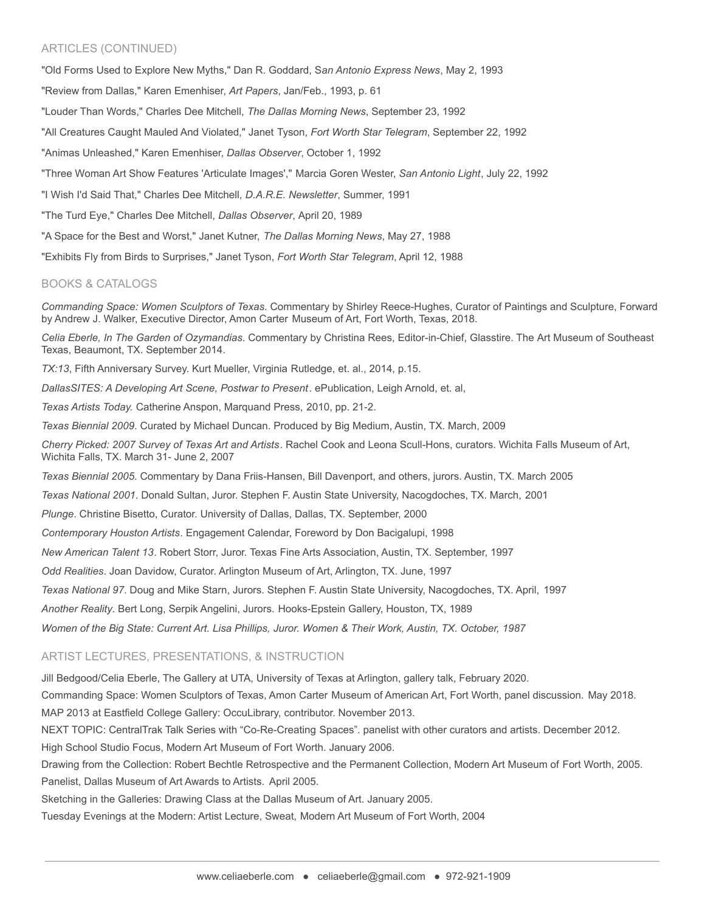## ARTICLES (CONTINUED)

"Old Forms Used to Explore New Myths," Dan R. Goddard, S*an Antonio Express News*, May 2, 1993

"Review from Dallas," Karen Emenhiser, *Art Papers*, Jan/Feb., 1993, p. 61

"Louder Than Words," Charles Dee Mitchell, *The Dallas Morning News*, September 23, 1992

"All Creatures Caught Mauled And Violated," Janet Tyson, *Fort Worth Star Telegram*, September 22, 1992

"Animas Unleashed," Karen Emenhiser, *Dallas Observer*, October 1, 1992

"Three Woman Art Show Features 'Articulate Images'," Marcia Goren Wester, *San Antonio Light*, July 22, 1992

"I Wish I'd Said That," Charles Dee Mitchell, *D.A.R.E. Newsletter*, Summer, 1991

"The Turd Eye," Charles Dee Mitchell, *Dallas Observer*, April 20, 1989

"A Space for the Best and Worst," Janet Kutner, *The Dallas Morning News*, May 27, 1988

"Exhibits Fly from Birds to Surprises," Janet Tyson, *Fort Worth Star Telegram*, April 12, 1988

## BOOKS & CATALOGS

*Commanding Space: Women Sculptors of Texas*. Commentary by Shirley Reece-Hughes, Curator of Paintings and Sculpture, Forward by Andrew J. Walker, Executive Director, Amon Carter Museum of Art, Fort Worth, Texas, 2018.

*Celia Eberle, In The Garden of Ozymandias*. Commentary by Christina Rees, Editor-in-Chief, Glasstire. The Art Museum of Southeast Texas, Beaumont, TX. September 2014.

*TX:13*, Fifth Anniversary Survey. Kurt Mueller, Virginia Rutledge, et. al., 2014, p.15.

*DallasSITES: A Developing Art Scene, Postwar to Present*. ePublication, Leigh Arnold, et. al,

*Texas Artists Today.* Catherine Anspon, Marquand Press, 2010, pp. 21-2.

*Texas Biennial 2009*. Curated by Michael Duncan. Produced by Big Medium, Austin, TX. March, 2009

*Cherry Picked: 2007 Survey of Texas Art and Artists*. Rachel Cook and Leona Scull-Hons, curators. Wichita Falls Museum of Art, Wichita Falls, TX. March 31- June 2, 2007

*Texas Biennial 2005*. Commentary by Dana Friis-Hansen, Bill Davenport, and others, jurors. Austin, TX. March 2005

*Texas National 2001*. Donald Sultan, Juror. Stephen F. Austin State University, Nacogdoches, TX. March, 2001

*Plunge*. Christine Bisetto, Curator. University of Dallas, Dallas, TX. September, 2000

*Contemporary Houston Artists*. Engagement Calendar, Foreword by Don Bacigalupi, 1998

*New American Talent 13*. Robert Storr, Juror. Texas Fine Arts Association, Austin, TX. September, 1997

*Odd Realities*. Joan Davidow, Curator. Arlington Museum of Art, Arlington, TX. June, 1997

*Texas National 97*. Doug and Mike Starn, Jurors. Stephen F. Austin State University, Nacogdoches, TX. April, 1997

*Another Reality*. Bert Long, Serpik Angelini, Jurors. Hooks-Epstein Gallery, Houston, TX, 1989

*Women of the Big State: Current Art. Lisa Phillips, Juror. Women & Their Work, Austin, TX. October, 1987*

## ARTIST LECTURES, PRESENTATIONS, & INSTRUCTION

Jill Bedgood/Celia Eberle, The Gallery at UTA, University of Texas at Arlington, gallery talk, February 2020.

Commanding Space: Women Sculptors of Texas, Amon Carter Museum of American Art, Fort Worth, panel discussion. May 2018.

MAP 2013 at Eastfield College Gallery: OccuLibrary, contributor. November 2013.

NEXT TOPIC: CentralTrak Talk Series with "Co-Re-Creating Spaces". panelist with other curators and artists. December 2012.

High School Studio Focus, Modern Art Museum of Fort Worth. January 2006.

Drawing from the Collection: Robert Bechtle Retrospective and the Permanent Collection, Modern Art Museum of Fort Worth, 2005.

Panelist, Dallas Museum of Art Awards to Artists. April 2005.

Sketching in the Galleries: Drawing Class at the Dallas Museum of Art. January 2005.

Tuesday Evenings at the Modern: Artist Lecture, Sweat, Modern Art Museum of Fort Worth, 2004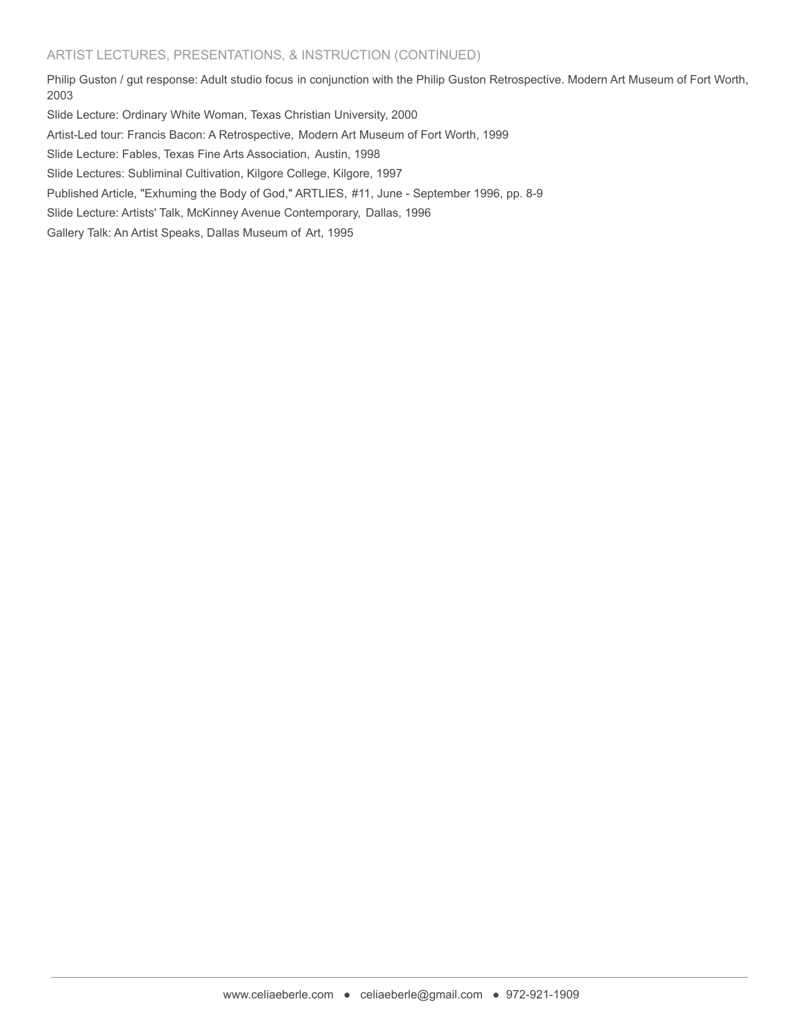## ARTIST LECTURES, PRESENTATIONS, & INSTRUCTION (CONTINUED)

Philip Guston / gut response: Adult studio focus in conjunction with the Philip Guston Retrospective. Modern Art Museum of Fort Worth, 2003

Slide Lecture: Ordinary White Woman, Texas Christian University, 2000

Artist-Led tour: Francis Bacon: A Retrospective, Modern Art Museum of Fort Worth, 1999

Slide Lecture: Fables, Texas Fine Arts Association, Austin, 1998

Slide Lectures: Subliminal Cultivation, Kilgore College, Kilgore, 1997

Published Article, "Exhuming the Body of God," ARTLIES, #11, June - September 1996, pp. 8-9

Slide Lecture: Artists' Talk, McKinney Avenue Contemporary, Dallas, 1996

Gallery Talk: An Artist Speaks, Dallas Museum of Art, 1995